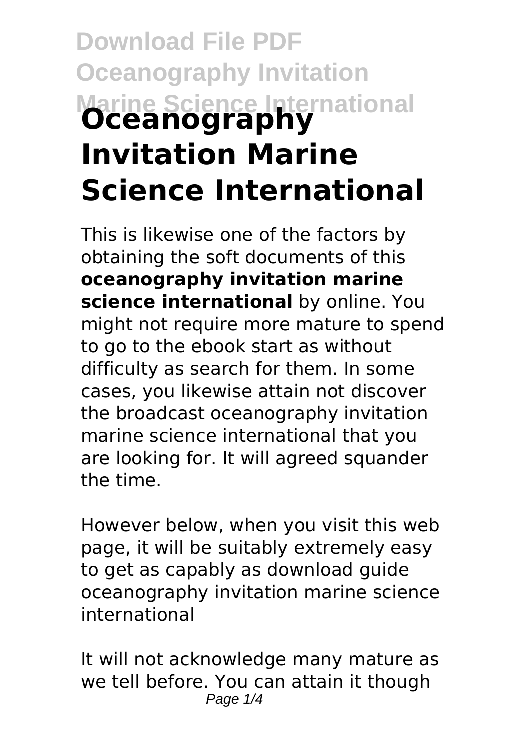# Oceanography Invitation Marine Science International

This is likewise one of the factors by obtaining the soft documents of this **oceanography invitation marine science international** by online. You might not require more mature to spend to go to the ebook start as without difficulty as search for them. In some cases, you likewise attain not discover the broadcast oceanography invitation marine science international that you are looking for. It will agreed squander the time.

However below, when you visit this web page, it will be suitably extremely easy to get as capably as download guide oceanography invitation marine science international

It will not acknowledge many mature as we tell before. You can attain it though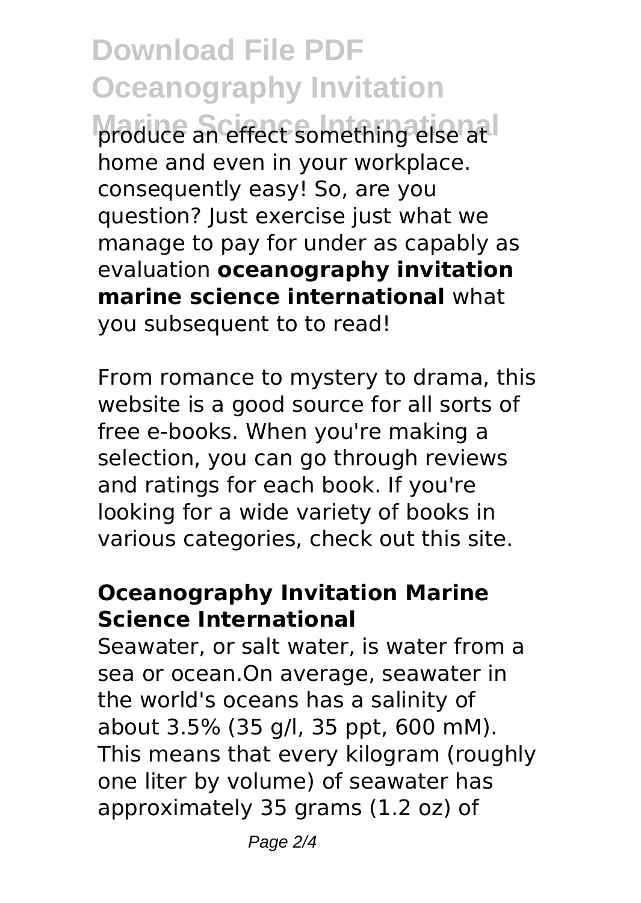produce an effect something else at home and even in your workplace. consequently easy! So, are you question? Just exercise just what we manage to pay for under as capably as evaluation **oceanography invitation marine science international** what you subsequent to to read!

From romance to mystery to drama, this website is a good source for all sorts of free e-books. When you're making a selection, you can go through reviews and ratings for each book. If you're looking for a wide variety of books in various categories, check out this site.

### Oceanography Invitation Marine Science International

Seawater, or salt water, is water from a sea or ocean.On average, seawater in the world's oceans has a salinity of about 3.5% (35 g/l, 35 ppt, 600 mM). This means that every kilogram (roughly one liter by volume) of seawater has approximately 35 grams (1.2 oz) of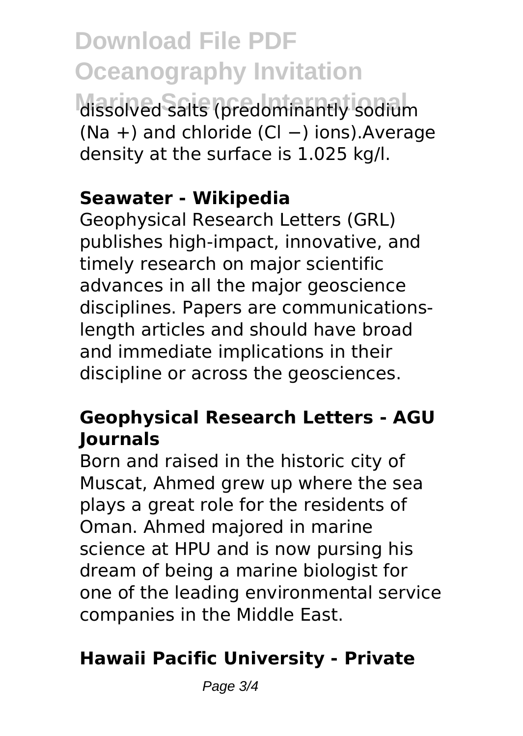dissolved salts (predominantly sodium ($Na^+$) and chloride ($Cl^-$) ions).Average density at the surface is 1.025 kg/l.

**Seawater - Wikipedia**

Geophysical Research Letters (GRL) publishes high-impact, innovative, and timely research on major scientific advances in all the major geoscience disciplines. Papers are communications-length articles and should have broad and immediate implications in their discipline or across the geosciences.

**Geophysical Research Letters - AGU Journals**

Born and raised in the historic city of Muscat, Ahmed grew up where the sea plays a great role for the residents of Oman. Ahmed majored in marine science at HPU and is now pursing his dream of being a marine biologist for one of the leading environmental service companies in the Middle East.

**Hawaii Pacific University - Private**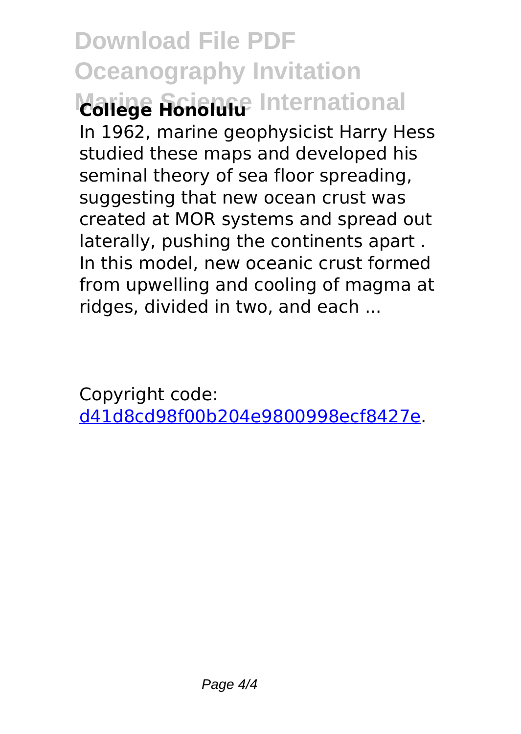**College Honolulu**

In 1962, marine geophysicist Harry Hess studied these maps and developed his seminal theory of sea floor spreading, suggesting that new ocean crust was created at MOR systems and spread out laterally, pushing the continents apart . In this model, new oceanic crust formed from upwelling and cooling of magma at ridges, divided in two, and each ...

Copyright code: d41d8cd98f00b204e9800998ecf8427e.